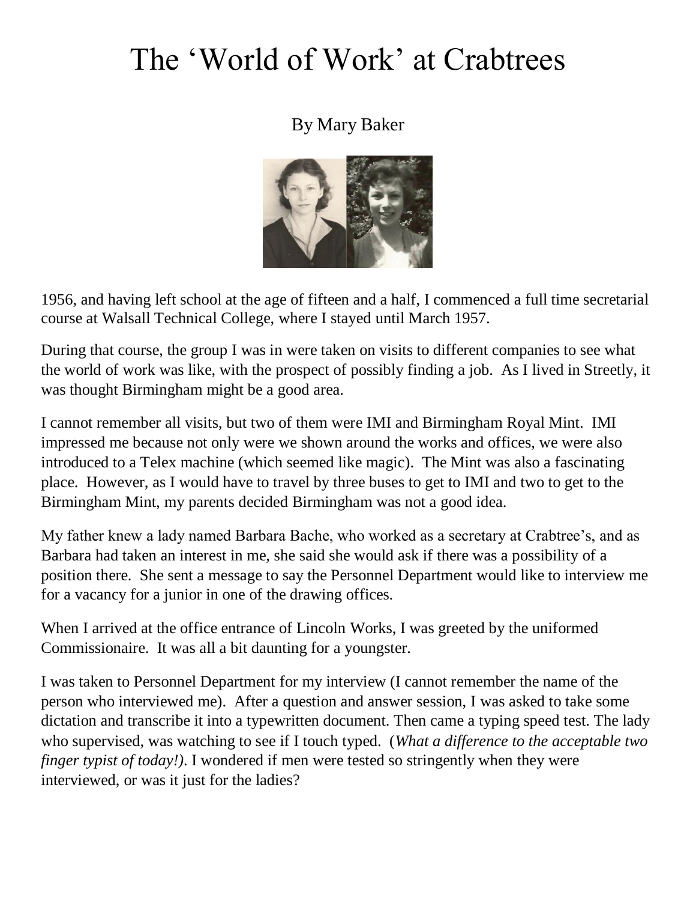# The 'World of Work' at Crabtrees

By Mary Baker

1956, and having left school at the age of fifteen and a half, I commenced a full time secretarial course at Walsall Technical College, where I stayed until March 1957.

During that course, the group I was in were taken on visits to different companies to see what the world of work was like, with the prospect of possibly finding a job. As I lived in Streetly, it was thought Birmingham might be a good area.

I cannot remember all visits, but two of them were IMI and Birmingham Royal Mint. IMI impressed me because not only were we shown around the works and offices, we were also introduced to a Telex machine (which seemed like magic). The Mint was also a fascinating place. However, as I would have to travel by three buses to get to IMI and two to get to the Birmingham Mint, my parents decided Birmingham was not a good idea.

My father knew a lady named Barbara Bache, who worked as a secretary at Crabtree's, and as Barbara had taken an interest in me, she said she would ask if there was a possibility of a position there. She sent a message to say the Personnel Department would like to interview me for a vacancy for a junior in one of the drawing offices.

When I arrived at the office entrance of Lincoln Works, I was greeted by the uniformed Commissionaire. It was all a bit daunting for a youngster.

I was taken to Personnel Department for my interview (I cannot remember the name of the person who interviewed me). After a question and answer session, I was asked to take some dictation and transcribe it into a typewritten document. Then came a typing speed test. The lady who supervised, was watching to see if I touch typed. (*What a difference to the acceptable two finger typist of today!)*. I wondered if men were tested so stringently when they were interviewed, or was it just for the ladies?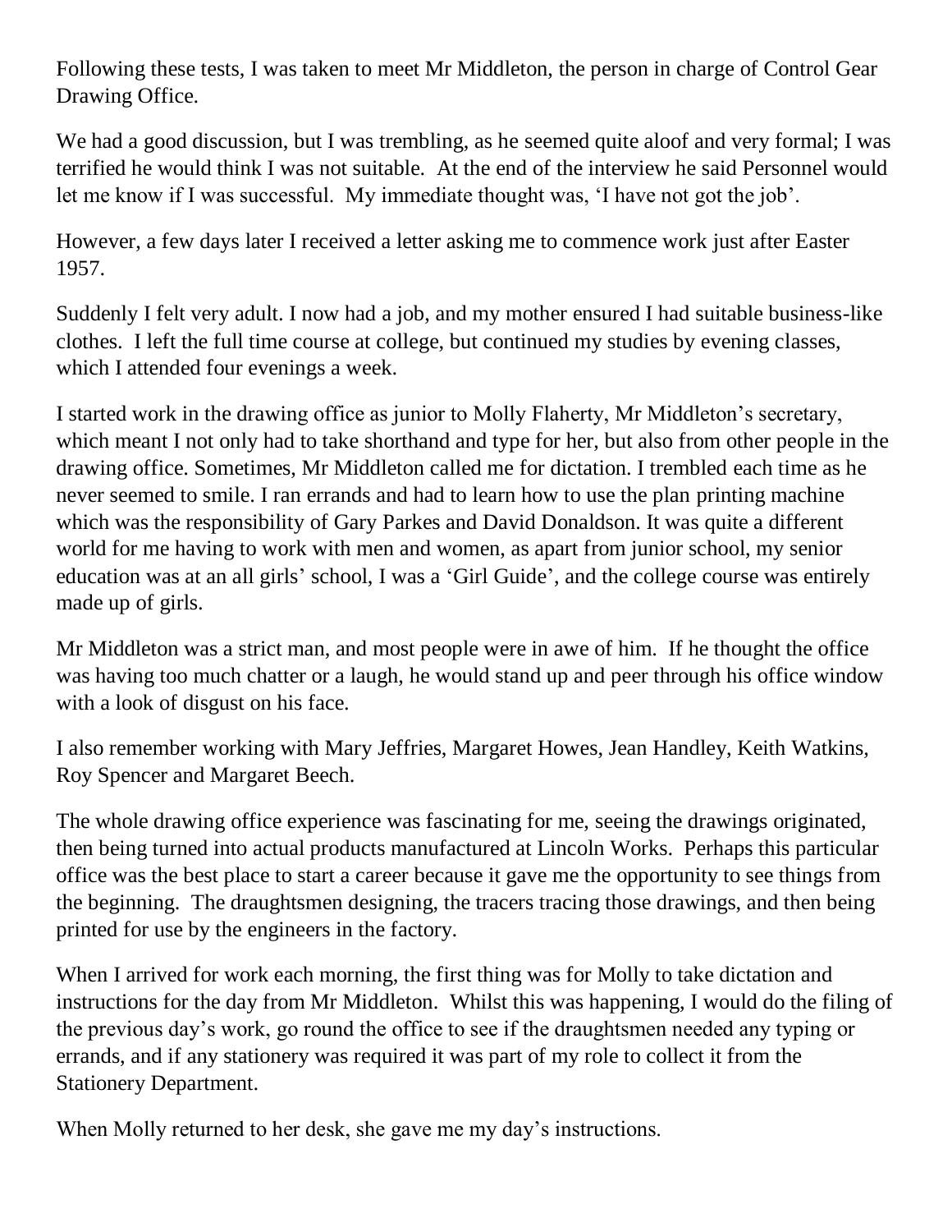Following these tests, I was taken to meet Mr Middleton, the person in charge of Control Gear Drawing Office.

We had a good discussion, but I was trembling, as he seemed quite aloof and very formal; I was terrified he would think I was not suitable. At the end of the interview he said Personnel would let me know if I was successful. My immediate thought was, 'I have not got the job'.

However, a few days later I received a letter asking me to commence work just after Easter 1957.

Suddenly I felt very adult. I now had a job, and my mother ensured I had suitable business-like clothes. I left the full time course at college, but continued my studies by evening classes, which I attended four evenings a week.

I started work in the drawing office as junior to Molly Flaherty, Mr Middleton's secretary, which meant I not only had to take shorthand and type for her, but also from other people in the drawing office. Sometimes, Mr Middleton called me for dictation. I trembled each time as he never seemed to smile. I ran errands and had to learn how to use the plan printing machine which was the responsibility of Gary Parkes and David Donaldson. It was quite a different world for me having to work with men and women, as apart from junior school, my senior education was at an all girls' school, I was a 'Girl Guide', and the college course was entirely made up of girls.

Mr Middleton was a strict man, and most people were in awe of him. If he thought the office was having too much chatter or a laugh, he would stand up and peer through his office window with a look of disgust on his face.

I also remember working with Mary Jeffries, Margaret Howes, Jean Handley, Keith Watkins, Roy Spencer and Margaret Beech.

The whole drawing office experience was fascinating for me, seeing the drawings originated, then being turned into actual products manufactured at Lincoln Works. Perhaps this particular office was the best place to start a career because it gave me the opportunity to see things from the beginning. The draughtsmen designing, the tracers tracing those drawings, and then being printed for use by the engineers in the factory.

When I arrived for work each morning, the first thing was for Molly to take dictation and instructions for the day from Mr Middleton. Whilst this was happening, I would do the filing of the previous day's work, go round the office to see if the draughtsmen needed any typing or errands, and if any stationery was required it was part of my role to collect it from the Stationery Department.

When Molly returned to her desk, she gave me my day's instructions.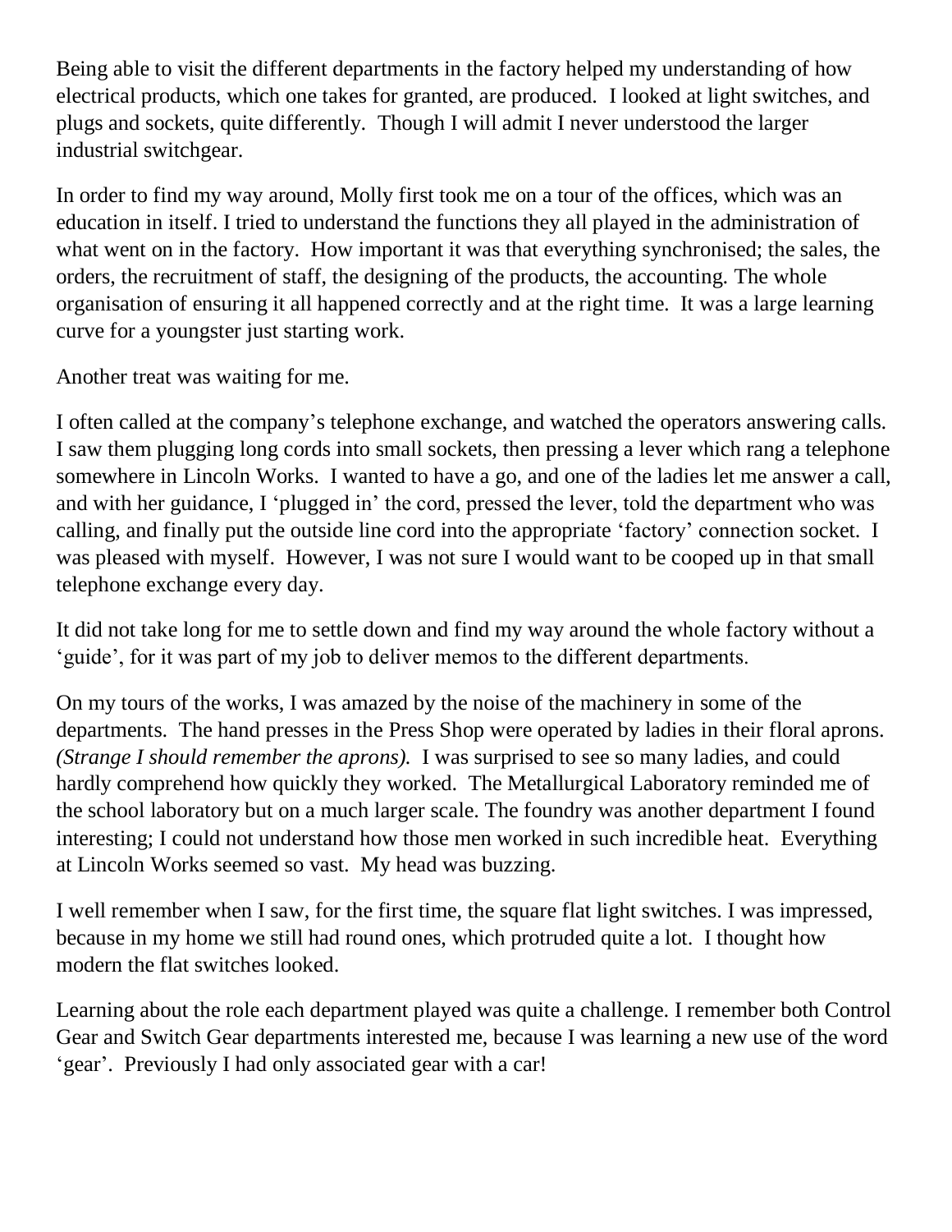Being able to visit the different departments in the factory helped my understanding of how electrical products, which one takes for granted, are produced. I looked at light switches, and plugs and sockets, quite differently. Though I will admit I never understood the larger industrial switchgear.

In order to find my way around, Molly first took me on a tour of the offices, which was an education in itself. I tried to understand the functions they all played in the administration of what went on in the factory. How important it was that everything synchronised; the sales, the orders, the recruitment of staff, the designing of the products, the accounting. The whole organisation of ensuring it all happened correctly and at the right time. It was a large learning curve for a youngster just starting work.

Another treat was waiting for me.

I often called at the company's telephone exchange, and watched the operators answering calls. I saw them plugging long cords into small sockets, then pressing a lever which rang a telephone somewhere in Lincoln Works. I wanted to have a go, and one of the ladies let me answer a call, and with her guidance, I 'plugged in' the cord, pressed the lever, told the department who was calling, and finally put the outside line cord into the appropriate 'factory' connection socket. I was pleased with myself. However, I was not sure I would want to be cooped up in that small telephone exchange every day.

It did not take long for me to settle down and find my way around the whole factory without a 'guide', for it was part of my job to deliver memos to the different departments.

On my tours of the works, I was amazed by the noise of the machinery in some of the departments. The hand presses in the Press Shop were operated by ladies in their floral aprons. *(Strange I should remember the aprons).* I was surprised to see so many ladies, and could hardly comprehend how quickly they worked. The Metallurgical Laboratory reminded me of the school laboratory but on a much larger scale. The foundry was another department I found interesting; I could not understand how those men worked in such incredible heat. Everything at Lincoln Works seemed so vast. My head was buzzing.

I well remember when I saw, for the first time, the square flat light switches. I was impressed, because in my home we still had round ones, which protruded quite a lot. I thought how modern the flat switches looked.

Learning about the role each department played was quite a challenge. I remember both Control Gear and Switch Gear departments interested me, because I was learning a new use of the word 'gear'. Previously I had only associated gear with a car!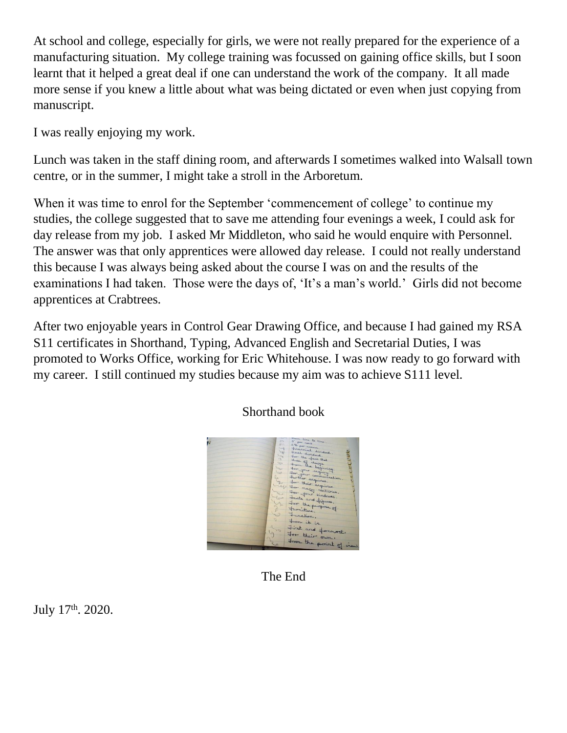At school and college, especially for girls, we were not really prepared for the experience of a manufacturing situation. My college training was focussed on gaining office skills, but I soon learnt that it helped a great deal if one can understand the work of the company. It all made more sense if you knew a little about what was being dictated or even when just copying from manuscript.

I was really enjoying my work.

Lunch was taken in the staff dining room, and afterwards I sometimes walked into Walsall town centre, or in the summer, I might take a stroll in the Arboretum.

When it was time to enrol for the September 'commencement of college' to continue my studies, the college suggested that to save me attending four evenings a week, I could ask for day release from my job. I asked Mr Middleton, who said he would enquire with Personnel. The answer was that only apprentices were allowed day release. I could not really understand this because I was always being asked about the course I was on and the results of the examinations I had taken. Those were the days of, 'It's a man's world.' Girls did not become apprentices at Crabtrees.

After two enjoyable years in Control Gear Drawing Office, and because I had gained my RSA S11 certificates in Shorthand, Typing, Advanced English and Secretarial Duties, I was promoted to Works Office, working for Eric Whitehouse. I was now ready to go forward with my career. I still continued my studies because my aim was to achieve S111 level.

Shorthand book

The End

July 17th. 2020.